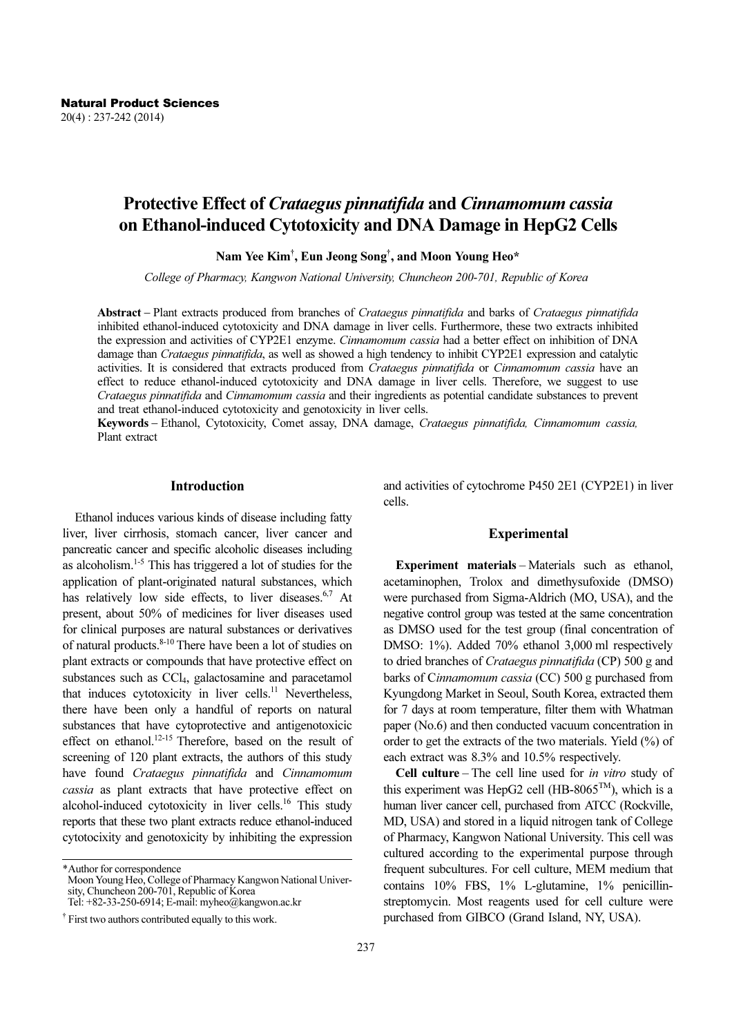# Protective Effect of *Crataegus pinnatifida* and *Cinnamomum cassia* on Ethanol-induced Cytotoxicity and DNA Damage in HepG2 Cells

**Nam Yee Kim[†], Eun Jeong Song[†], and Moon Young Heo***

*College of Pharmacy, Kangwon National University, Chuncheon 200-701, Republic of Korea*

**Abstract** – Plant extracts produced from branches of *Crataegus pinnatifida* and barks of *Crataegus pinnatifida* inhibited ethanol-induced cytotoxicity and DNA damage in liver cells. Furthermore, these two extracts inhibited the expression and activities of CYP2E1 enzyme. *Cinnamomum cassia* had a better effect on inhibition of DNA damage than *Crataegus pinnatifida*, as well as showed a high tendency to inhibit CYP2E1 expression and catalytic activities. It is considered that extracts produced from *Crataegus pinnatifida* or *Cinnamomum cassia* have an effect to reduce ethanol-induced cytotoxicity and DNA damage in liver cells. Therefore, we suggest to use *Crataegus pinnatifida* and *Cinnamomum cassia* and their ingredients as potential candidate substances to prevent and treat ethanol-induced cytotoxicity and genotoxicity in liver cells.

**Keywords** – Ethanol, Cytotoxicity, Comet assay, DNA damage, *Crataegus pinnatifida, Cinnamomum cassia,* Plant extract

## Introduction

Ethanol induces various kinds of disease including fatty liver, liver cirrhosis, stomach cancer, liver cancer and pancreatic cancer and specific alcoholic diseases including as alcoholism.[1-5] This has triggered a lot of studies for the application of plant-originated natural substances, which has relatively low side effects, to liver diseases.[6,7] At present, about 50% of medicines for liver diseases used for clinical purposes are natural substances or derivatives of natural products.[8-10] There have been a lot of studies on plant extracts or compounds that have protective effect on substances such as $CCl_4$, galactosamine and paracetamol that induces cytotoxicity in liver cells.[11] Nevertheless, there have been only a handful of reports on natural substances that have cytoprotective and antigenotoxic effect on ethanol.[12-15] Therefore, based on the result of screening of 120 plant extracts, the authors of this study have found *Crataegus pinnatifida* and *Cinnamomum cassia* as plant extracts that have protective effect on alcohol-induced cytotoxicity in liver cells.[16] This study reports that these two plant extracts reduce ethanol-induced cytotocixity and genotoxicity by inhibiting the expression and activities of cytochrome P450 2E1 (CYP2E1) in liver cells.

## Experimental

**Experiment materials** – Materials such as ethanol, acetaminophen, Trolox and dimethysufoxide (DMSO) were purchased from Sigma-Aldrich (MO, USA), and the negative control group was tested at the same concentration as DMSO used for the test group (final concentration of DMSO: 1%). Added 70% ethanol 3,000 ml respectively to dried branches of *Crataegus pinnatifida* (CP) 500 g and barks of C*innamomum cassia* (CC) 500 g purchased from Kyungdong Market in Seoul, South Korea, extracted them for 7 days at room temperature, filter them with Whatman paper (No.6) and then conducted vacuum concentration in order to get the extracts of the two materials. Yield (%) of each extract was 8.3% and 10.5% respectively.

**Cell culture** – The cell line used for *in vitro* study of this experiment was HepG2 cell (HB-8065[TM]), which is a human liver cancer cell, purchased from ATCC (Rockville, MD, USA) and stored in a liquid nitrogen tank of College of Pharmacy, Kangwon National University. This cell was cultured according to the experimental purpose through frequent subcultures. For cell culture, MEM medium that contains 10% FBS, 1% L-glutamine, 1% penicillin-streptomycin. Most reagents used for cell culture were purchased from GIBCO (Grand Island, NY, USA).

---

*Author for correspondence
Moon Young Heo, College of Pharmacy Kangwon National University, Chuncheon 200-701, Republic of Korea
Tel: +82-33-250-6914; E-mail: myheo@kangwon.ac.kr

[†] First two authors contributed equally to this work.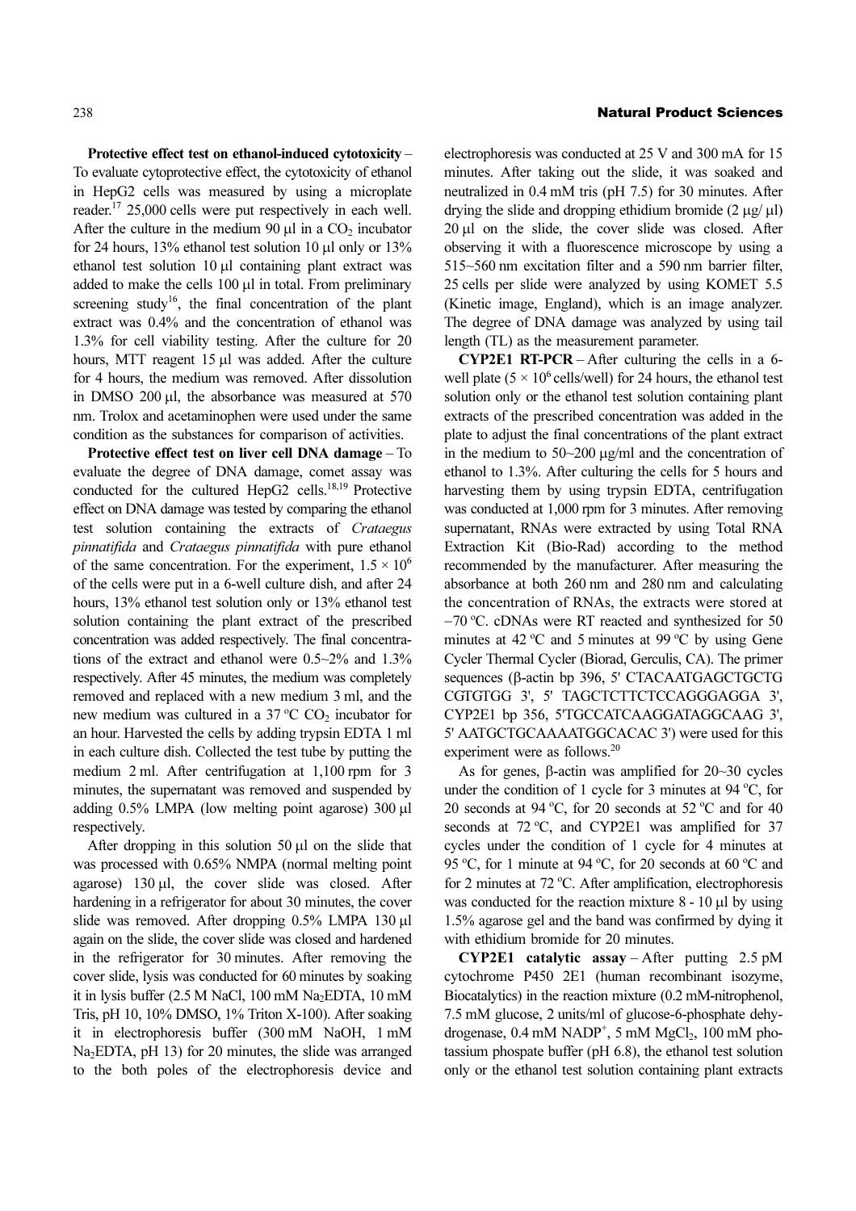**Protective effect test on ethanol-induced cytotoxicity** – To evaluate cytoprotective effect, the cytotoxicity of ethanol in HepG2 cells was measured by using a microplate reader.[17] 25,000 cells were put respectively in each well. After the culture in the medium 90 μl in a $CO_2$ incubator for 24 hours, 13% ethanol test solution 10 μl only or 13% ethanol test solution 10 μl containing plant extract was added to make the cells 100 μl in total. From preliminary screening study[16], the final concentration of the plant extract was 0.4% and the concentration of ethanol was 1.3% for cell viability testing. After the culture for 20 hours, MTT reagent 15 μl was added. After the culture for 4 hours, the medium was removed. After dissolution in DMSO 200 μl, the absorbance was measured at 570 nm. Trolox and acetaminophen were used under the same condition as the substances for comparison of activities.

**Protective effect test on liver cell DNA damage** – To evaluate the degree of DNA damage, comet assay was conducted for the cultured HepG2 cells.[18,19] Protective effect on DNA damage was tested by comparing the ethanol test solution containing the extracts of *Crataegus pinnatifida* and *Crataegus pinnatifida* with pure ethanol of the same concentration. For the experiment, $1.5 \times 10^6$ of the cells were put in a 6-well culture dish, and after 24 hours, 13% ethanol test solution only or 13% ethanol test solution containing the plant extract of the prescribed concentration was added respectively. The final concentrations of the extract and ethanol were 0.5~2% and 1.3% respectively. After 45 minutes, the medium was completely removed and replaced with a new medium 3 ml, and the new medium was cultured in a 37 °C $CO_2$ incubator for an hour. Harvested the cells by adding trypsin EDTA 1 ml in each culture dish. Collected the test tube by putting the medium 2 ml. After centrifugation at 1,100 rpm for 3 minutes, the supernatant was removed and suspended by adding 0.5% LMPA (low melting point agarose) 300 μl respectively.

After dropping in this solution 50 μl on the slide that was processed with 0.65% NMPA (normal melting point agarose) 130 μl, the cover slide was closed. After hardening in a refrigerator for about 30 minutes, the cover slide was removed. After dropping 0.5% LMPA 130 μl again on the slide, the cover slide was closed and hardened in the refrigerator for 30 minutes. After removing the cover slide, lysis was conducted for 60 minutes by soaking it in lysis buffer (2.5 M NaCl, 100 mM $Na_2EDTA$, 10 mM Tris, pH 10, 10% DMSO, 1% Triton X-100). After soaking it in electrophoresis buffer (300 mM NaOH, 1 mM $Na_2EDTA$, pH 13) for 20 minutes, the slide was arranged to the both poles of the electrophoresis device and electrophoresis was conducted at 25 V and 300 mA for 15 minutes. After taking out the slide, it was soaked and neutralized in 0.4 mM tris (pH 7.5) for 30 minutes. After drying the slide and dropping ethidium bromide (2 μg/ μl) 20 μl on the slide, the cover slide was closed. After observing it with a fluorescence microscope by using a 515~560 nm excitation filter and a 590 nm barrier filter, 25 cells per slide were analyzed by using KOMET 5.5 (Kinetic image, England), which is an image analyzer. The degree of DNA damage was analyzed by using tail length (TL) as the measurement parameter.

**CYP2E1 RT-PCR** – After culturing the cells in a 6-well plate ($5 \times 10^6$ cells/well) for 24 hours, the ethanol test solution only or the ethanol test solution containing plant extracts of the prescribed concentration was added in the plate to adjust the final concentrations of the plant extract in the medium to 50~200 μg/ml and the concentration of ethanol to 1.3%. After culturing the cells for 5 hours and harvesting them by using trypsin EDTA, centrifugation was conducted at 1,000 rpm for 3 minutes. After removing supernatant, RNAs were extracted by using Total RNA Extraction Kit (Bio-Rad) according to the method recommended by the manufacturer. After measuring the absorbance at both 260 nm and 280 nm and calculating the concentration of RNAs, the extracts were stored at −70 °C. cDNAs were RT reacted and synthesized for 50 minutes at 42 °C and 5 minutes at 99 °C by using Gene Cycler Thermal Cycler (Biorad, Gerculis, CA). The primer sequences (β-actin bp 396, 5' CTACAATGAGCTGCTG CGTGTGG 3', 5' TAGCTCTTCTCCAGGGAGGA 3', CYP2E1 bp 356, 5'TGCCATCAAGGATAGGCAAG 3', 5' AATGCTGCAAAATGGCACAC 3') were used for this experiment were as follows.[20]

As for genes, β-actin was amplified for 20~30 cycles under the condition of 1 cycle for 3 minutes at 94 °C, for 20 seconds at 94 °C, for 20 seconds at 52 °C and for 40 seconds at 72 °C, and CYP2E1 was amplified for 37 cycles under the condition of 1 cycle for 4 minutes at 95 °C, for 1 minute at 94 °C, for 20 seconds at 60 °C and for 2 minutes at 72 °C. After amplification, electrophoresis was conducted for the reaction mixture 8 - 10 μl by using 1.5% agarose gel and the band was confirmed by dying it with ethidium bromide for 20 minutes.

**CYP2E1 catalytic assay** – After putting 2.5 pM cytochrome P450 2E1 (human recombinant isozyme, Biocatalytics) in the reaction mixture (0.2 mM-nitrophenol, 7.5 mM glucose, 2 units/ml of glucose-6-phosphate dehydrogenase, 0.4 mM $NADP^+$, 5 mM $MgCl_2$, 100 mM photassium phospate buffer (pH 6.8), the ethanol test solution only or the ethanol test solution containing plant extracts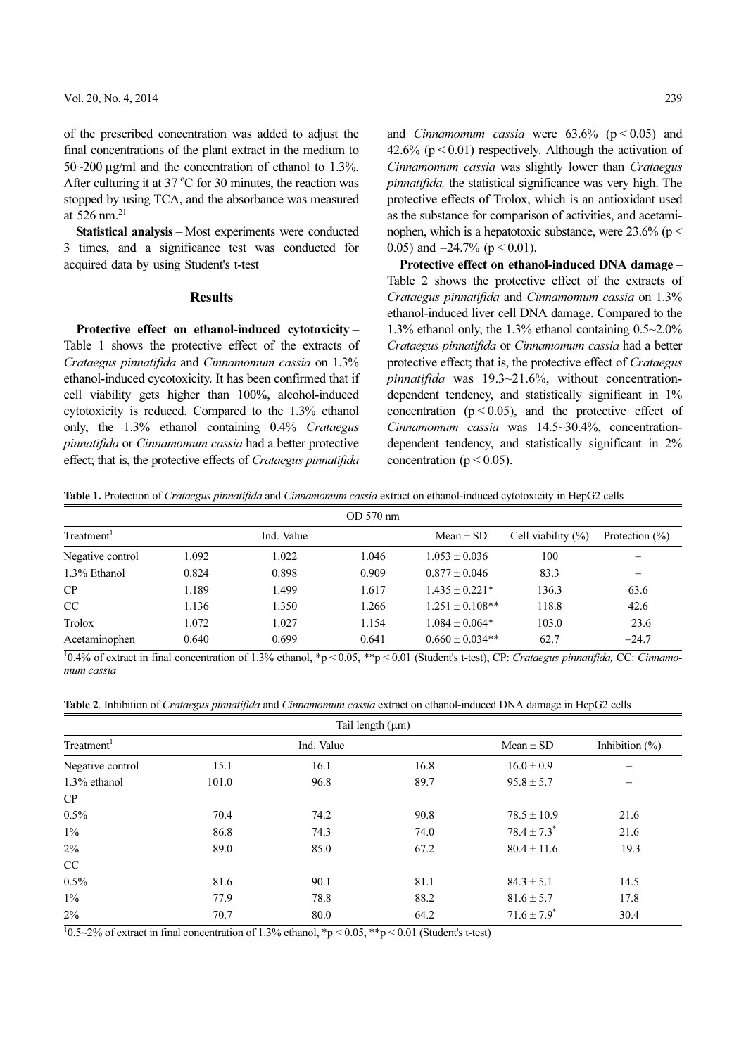of the prescribed concentration was added to adjust the final concentrations of the plant extract in the medium to 50~200 μg/ml and the concentration of ethanol to 1.3%. After culturing it at 37 °C for 30 minutes, the reaction was stopped by using TCA, and the absorbance was measured at 526 nm.[21]

**Statistical analysis** – Most experiments were conducted 3 times, and a significance test was conducted for acquired data by using Student's t-test

## Results

**Protective effect on ethanol-induced cytotoxicity** – Table 1 shows the protective effect of the extracts of *Crataegus pinnatifida* and *Cinnamomum cassia* on 1.3% ethanol-induced cycotoxicity. It has been confirmed that if cell viability gets higher than 100%, alcohol-induced cytotoxicity is reduced. Compared to the 1.3% ethanol only, the 1.3% ethanol containing 0.4% *Crataegus pinnatifida* or *Cinnamomum cassia* had a better protective effect; that is, the protective effects of *Crataegus pinnatifida* and *Cinnamomum cassia* were 63.6% ($p < 0.05$) and 42.6% ($p < 0.01$) respectively. Although the activation of *Cinnamomum cassia* was slightly lower than *Crataegus pinnatifida,* the statistical significance was very high. The protective effects of Trolox, which is an antioxidant used as the substance for comparison of activities, and acetaminophen, which is a hepatotoxic substance, were 23.6% ($p < 0.05$) and −24.7% ($p < 0.01$).

**Protective effect on ethanol-induced DNA damage** – Table 2 shows the protective effect of the extracts of *Crataegus pinnatifida* and *Cinnamomum cassia* on 1.3% ethanol-induced liver cell DNA damage. Compared to the 1.3% ethanol only, the 1.3% ethanol containing 0.5~2.0% *Crataegus pinnatifida* or *Cinnamomum cassia* had a better protective effect; that is, the protective effect of *Crataegus pinnatifida* was 19.3~21.6%, without concentration-dependent tendency, and statistically significant in 1% concentration ($p < 0.05$), and the protective effect of *Cinnamomum cassia* was 14.5~30.4%, concentration-dependent tendency, and statistically significant in 2% concentration ($p < 0.05$).

**Table 1.** Protection of *Crataegus pinnatifida* and *Cinnamomum cassia* extract on ethanol-induced cytotoxicity in HepG2 cells

| | OD 570 nm | | | | | |
|---|---|---|---|---|---|---|
| Treatment[1] | Ind. Value | | | Mean ± SD | Cell viability (%) | Protection (%) |
| Negative control | 1.092 | 1.022 | 1.046 | 1.053 ± 0.036 | 100 | – |
| 1.3% Ethanol | 0.824 | 0.898 | 0.909 | 0.877 ± 0.046 | 83.3 | – |
| CP | 1.189 | 1.499 | 1.617 | 1.435 ± 0.221* | 136.3 | 63.6 |
| CC | 1.136 | 1.350 | 1.266 | 1.251 ± 0.108** | 118.8 | 42.6 |
| Trolox | 1.072 | 1.027 | 1.154 | 1.084 ± 0.064* | 103.0 | 23.6 |
| Acetaminophen | 0.640 | 0.699 | 0.641 | 0.660 ± 0.034** | 62.7 | −24.7 |

[1]0.4% of extract in final concentration of 1.3% ethanol, *$p < 0.05$, **$p < 0.01$ (Student's t-test), CP: *Crataegus pinnatifida,* CC: *Cinnamomum cassia*

**Table 2**. Inhibition of *Crataegus pinnatifida* and *Cinnamomum cassia* extract on ethanol-induced DNA damage in HepG2 cells

| | Tail length (μm) | | | | |
|---|---|---|---|---|---|
| Treatment[1] | Ind. Value | | | Mean ± SD | Inhibition (%) |
| Negative control | 15.1 | 16.1 | 16.8 | 16.0 ± 0.9 | – |
| 1.3% ethanol | 101.0 | 96.8 | 89.7 | 95.8 ± 5.7 | – |
| CP | | | | | |
| 0.5% | 70.4 | 74.2 | 90.8 | 78.5 ± 10.9 | 21.6 |
| 1% | 86.8 | 74.3 | 74.0 | 78.4 ± 7.3* | 21.6 |
| 2% | 89.0 | 85.0 | 67.2 | 80.4 ± 11.6 | 19.3 |
| CC | | | | | |
| 0.5% | 81.6 | 90.1 | 81.1 | 84.3 ± 5.1 | 14.5 |
| 1% | 77.9 | 78.8 | 88.2 | 81.6 ± 5.7 | 17.8 |
| 2% | 70.7 | 80.0 | 64.2 | 71.6 ± 7.9* | 30.4 |

[1]0.5~2% of extract in final concentration of 1.3% ethanol, *$p < 0.05$, **$p < 0.01$ (Student's t-test)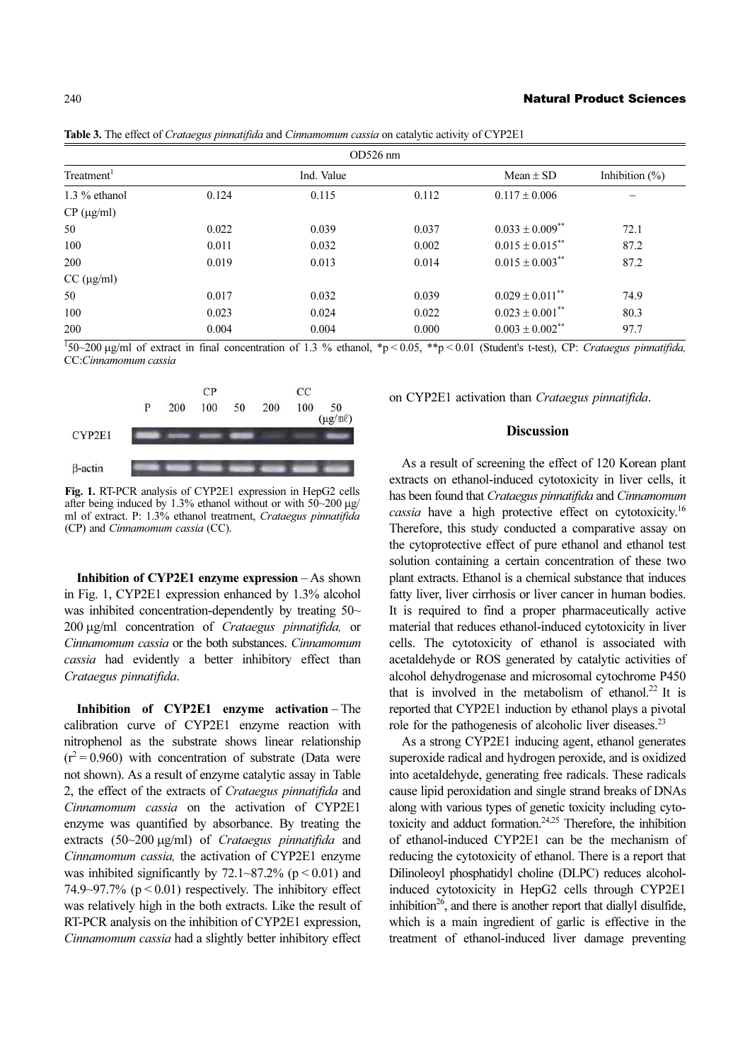**Table 3.** The effect of *Crataegus pinnatifida* and *Cinnamomum cassia* on catalytic activity of CYP2E1

| Treatment[1] | OD526 nm | | | | |
|---|---|---|---|---|---|
| | Ind. Value | | | Mean ± SD | Inhibition (%) |
| 1.3 % ethanol | 0.124 | 0.115 | 0.112 | 0.117 ± 0.006 | – |
| CP (μg/ml) | | | | | |
| 50 | 0.022 | 0.039 | 0.037 | 0.033 ± 0.009** | 72.1 |
| 100 | 0.011 | 0.032 | 0.002 | 0.015 ± 0.015** | 87.2 |
| 200 | 0.019 | 0.013 | 0.014 | 0.015 ± 0.003** | 87.2 |
| CC (μg/ml) | | | | | |
| 50 | 0.017 | 0.032 | 0.039 | 0.029 ± 0.011** | 74.9 |
| 100 | 0.023 | 0.024 | 0.022 | 0.023 ± 0.001** | 80.3 |
| 200 | 0.004 | 0.004 | 0.000 | 0.003 ± 0.002** | 97.7 |

[1]50~200 μg/ml of extract in final concentration of 1.3 % ethanol, *$p < 0.05$, **$p < 0.01$ (Student's t-test), CP: *Crataegus pinnatifida,* CC:*Cinnamomum cassia*

**Fig. 1.** RT-PCR analysis of CYP2E1 expression in HepG2 cells after being induced by 1.3% ethanol without or with 50~200 μg/ml of extract. P: 1.3% ethanol treatment, *Crataegus pinnatifida* (CP) and *Cinnamomum cassia* (CC).

**Inhibition of CYP2E1 enzyme expression** – As shown in Fig. 1, CYP2E1 expression enhanced by 1.3% alcohol was inhibited concentration-dependently by treating 50~200 μg/ml concentration of *Crataegus pinnatifida,* or *Cinnamomum cassia* or the both substances. *Cinnamomum cassia* had evidently a better inhibitory effect than *Crataegus pinnatifida*.

**Inhibition of CYP2E1 enzyme activation** – The calibration curve of CYP2E1 enzyme reaction with nitrophenol as the substrate shows linear relationship ($r^2 = 0.960$) with concentration of substrate (Data were not shown). As a result of enzyme catalytic assay in Table 2, the effect of the extracts of *Crataegus pinnatifida* and *Cinnamomum cassia* on the activation of CYP2E1 enzyme was quantified by absorbance. By treating the extracts (50~200 μg/ml) of *Crataegus pinnatifida* and *Cinnamomum cassia,* the activation of CYP2E1 enzyme was inhibited significantly by 72.1~87.2% ($p < 0.01$) and 74.9~97.7% ($p < 0.01$) respectively. The inhibitory effect was relatively high in the both extracts. Like the result of RT-PCR analysis on the inhibition of CYP2E1 expression, *Cinnamomum cassia* had a slightly better inhibitory effect on CYP2E1 activation than *Crataegus pinnatifida*.

## Discussion

As a result of screening the effect of 120 Korean plant extracts on ethanol-induced cytotoxicity in liver cells, it has been found that *Crataegus pinnatifida* and *Cinnamomum cassia* have a high protective effect on cytotoxicity.[16] Therefore, this study conducted a comparative assay on the cytoprotective effect of pure ethanol and ethanol test solution containing a certain concentration of these two plant extracts. Ethanol is a chemical substance that induces fatty liver, liver cirrhosis or liver cancer in human bodies. It is required to find a proper pharmaceutically active material that reduces ethanol-induced cytotoxicity in liver cells. The cytotoxicity of ethanol is associated with acetaldehyde or ROS generated by catalytic activities of alcohol dehydrogenase and microsomal cytochrome P450 that is involved in the metabolism of ethanol.[22] It is reported that CYP2E1 induction by ethanol plays a pivotal role for the pathogenesis of alcoholic liver diseases.[23]

As a strong CYP2E1 inducing agent, ethanol generates superoxide radical and hydrogen peroxide, and is oxidized into acetaldehyde, generating free radicals. These radicals cause lipid peroxidation and single strand breaks of DNAs along with various types of genetic toxicity including cytotoxicity and adduct formation.[24,25] Therefore, the inhibition of ethanol-induced CYP2E1 can be the mechanism of reducing the cytotoxicity of ethanol. There is a report that Dilinoleoyl phosphatidyl choline (DLPC) reduces alcohol-induced cytotoxicity in HepG2 cells through CYP2E1 inhibition[26], and there is another report that diallyl disulfide, which is a main ingredient of garlic is effective in the treatment of ethanol-induced liver damage preventing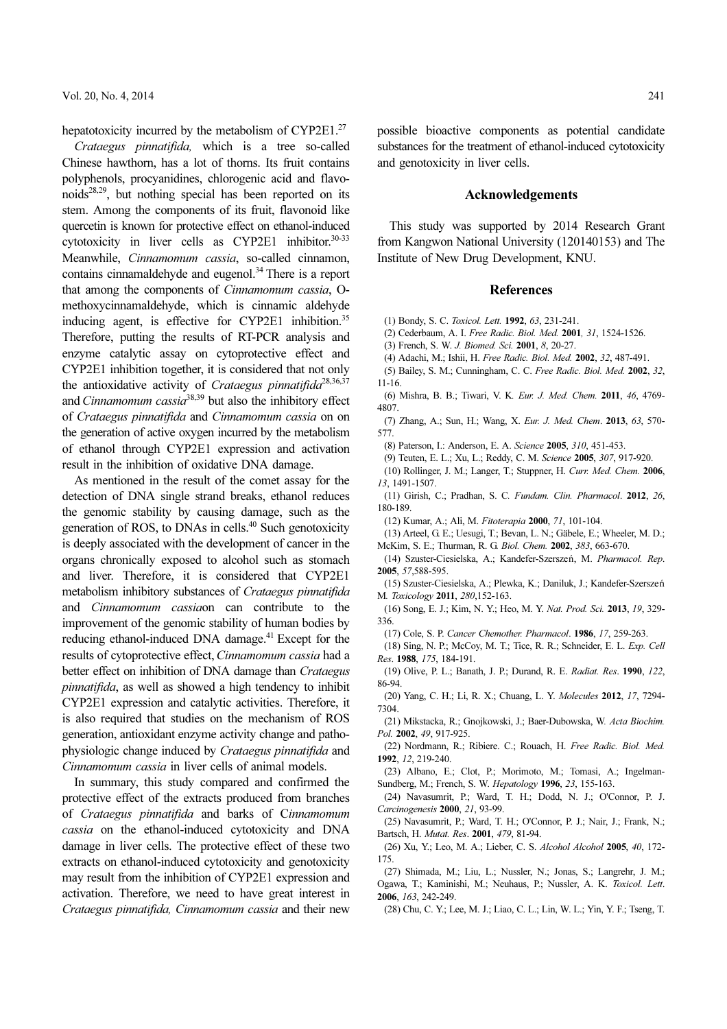hepatotoxicity incurred by the metabolism of CYP2E1.[27]

*Crataegus pinnatifida,* which is a tree so-called Chinese hawthorn, has a lot of thorns. Its fruit contains polyphenols, procyanidines, chlorogenic acid and flavonoids[28,29], but nothing special has been reported on its stem. Among the components of its fruit, flavonoid like quercetin is known for protective effect on ethanol-induced cytotoxicity in liver cells as CYP2E1 inhibitor.[30-33] Meanwhile, *Cinnamomum cassia*, so-called cinnamon, contains cinnamaldehyde and eugenol.[34] There is a report that among the components of *Cinnamomum cassia*, O-methoxycinnamaldehyde, which is cinnamic aldehyde inducing agent, is effective for CYP2E1 inhibition.[35] Therefore, putting the results of RT-PCR analysis and enzyme catalytic assay on cytoprotective effect and CYP2E1 inhibition together, it is considered that not only the antioxidative activity of *Crataegus pinnatifida*[28,36,37] and *Cinnamomum cassia*[38,39] but also the inhibitory effect of *Crataegus pinnatifida* and *Cinnamomum cassia* on on the generation of active oxygen incurred by the metabolism of ethanol through CYP2E1 expression and activation result in the inhibition of oxidative DNA damage.

As mentioned in the result of the comet assay for the detection of DNA single strand breaks, ethanol reduces the genomic stability by causing damage, such as the generation of ROS, to DNAs in cells.[40] Such genotoxicity is deeply associated with the development of cancer in the organs chronically exposed to alcohol such as stomach and liver. Therefore, it is considered that CYP2E1 metabolism inhibitory substances of *Crataegus pinnatifida* and *Cinnamomum cassia*on can contribute to the improvement of the genomic stability of human bodies by reducing ethanol-induced DNA damage.[41] Except for the results of cytoprotective effect, *Cinnamomum cassia* had a better effect on inhibition of DNA damage than *Crataegus pinnatifida*, as well as showed a high tendency to inhibit CYP2E1 expression and catalytic activities. Therefore, it is also required that studies on the mechanism of ROS generation, antioxidant enzyme activity change and patho-physiologic change induced by *Crataegus pinnatifida* and *Cinnamomum cassia* in liver cells of animal models.

In summary, this study compared and confirmed the protective effect of the extracts produced from branches of *Crataegus pinnatifida* and barks of *Cinnamomum cassia* on the ethanol-induced cytotoxicity and DNA damage in liver cells. The protective effect of these two extracts on ethanol-induced cytotoxicity and genotoxicity may result from the inhibition of CYP2E1 expression and activation. Therefore, we need to have great interest in *Crataegus pinnatifida, Cinnamomum cassia* and their new possible bioactive components as potential candidate substances for the treatment of ethanol-induced cytotoxicity and genotoxicity in liver cells.

## Acknowledgements

This study was supported by 2014 Research Grant from Kangwon National University (120140153) and The Institute of New Drug Development, KNU.

## References

(1) Bondy, S. C. *Toxicol. Lett.* **1992**, *63*, 231-241.

(2) Cederbaum, A. I. *Free Radic. Biol. Med.* **2001**, *31*, 1524-1526.

(3) French, S. W. *J. Biomed. Sci.* **2001**, *8*, 20-27.

(4) Adachi, M.; Ishii, H. *Free Radic. Biol. Med.* **2002**, *32*, 487-491.

(5) Bailey, S. M.; Cunningham, C. C. *Free Radic. Biol. Med.* **2002**, *32*, 11-16.

(6) Mishra, B. B.; Tiwari, V. K. *Eur. J. Med. Chem.* **2011**, *46*, 4769-4807.

(7) Zhang, A.; Sun, H.; Wang, X. *Eur. J. Med. Chem*. **2013**, *63*, 570-577.

(8) Paterson, I.: Anderson, E. A. *Science* **2005**, *310*, 451-453.

(9) Teuten, E. L.; Xu, L.; Reddy, C. M. *Science* **2005**, *307*, 917-920.

(10) Rollinger, J. M.; Langer, T.; Stuppner, H. *Curr. Med. Chem.* **2006**, *13*, 1491-1507.

(11) Girish, C.; Pradhan, S. C. *Fundam. Clin. Pharmacol*. **2012**, *26*, 180-189.

(12) Kumar, A.; Ali, M. *Fitoterapia* **2000**, *71*, 101-104.

(13) Arteel, G. E.; Uesugi, T.; Bevan, L. N.; Gäbele, E.; Wheeler, M. D.; McKim, S. E.; Thurman, R. G. *Biol. Chem.* **2002**, *383*, 663-670.

(14) Szuster-Ciesielska, A.; Kandefer-Szerszeń, M. *Pharmacol. Rep*. **2005**, *57*,588-595.

(15) Szuster-Ciesielska, A.; Plewka, K.; Daniluk, J.; Kandefer-Szerszeń M. *Toxicology* **2011**, *280*,152-163.

(16) Song, E. J.; Kim, N. Y.; Heo, M. Y. *Nat. Prod. Sci.* **2013**, *19*, 329-336.

(17) Cole, S. P. *Cancer Chemother. Pharmacol*. **1986**, *17*, 259-263.

(18) Sing, N. P.; McCoy, M. T.; Tice, R. R.; Schneider, E. L. *Exp. Cell Res*. **1988**, *175*, 184-191.

(19) Olive, P. L.; Banath, J. P.; Durand, R. E. *Radiat. Res*. **1990**, *122*, 86-94.

(20) Yang, C. H.; Li, R. X.; Chuang, L. Y. *Molecules* **2012**, *17*, 7294-7304.

(21) Mikstacka, R.; Gnojkowski, J.; Baer-Dubowska, W. *Acta Biochim. Pol.* **2002**, *49*, 917-925.

(22) Nordmann, R.; Ribiere. C.; Rouach, H. *Free Radic. Biol. Med.* **1992**, *12*, 219-240.

(23) Albano, E.; Clot, P.; Morimoto, M.; Tomasi, A.; Ingelman-Sundberg, M.; French, S. W. *Hepatology* **1996**, *23*, 155-163.

(24) Navasumrit, P.; Ward, T. H.; Dodd, N. J.; O'Connor, P. J. *Carcinogenesis* **2000**, *21*, 93-99.

(25) Navasumrit, P.; Ward, T. H.; O'Connor, P. J.; Nair, J.; Frank, N.; Bartsch, H. *Mutat. Res*. **2001**, *479*, 81-94.

(26) Xu, Y.; Leo, M. A.; Lieber, C. S. *Alcohol Alcohol* **2005**, *40*, 172-175.

(27) Shimada, M.; Liu, L.; Nussler, N.; Jonas, S.; Langrehr, J. M.; Ogawa, T.; Kaminishi, M.; Neuhaus, P.; Nussler, A. K. *Toxicol. Lett*. **2006**, *163*, 242-249.

(28) Chu, C. Y.; Lee, M. J.; Liao, C. L.; Lin, W. L.; Yin, Y. F.; Tseng, T.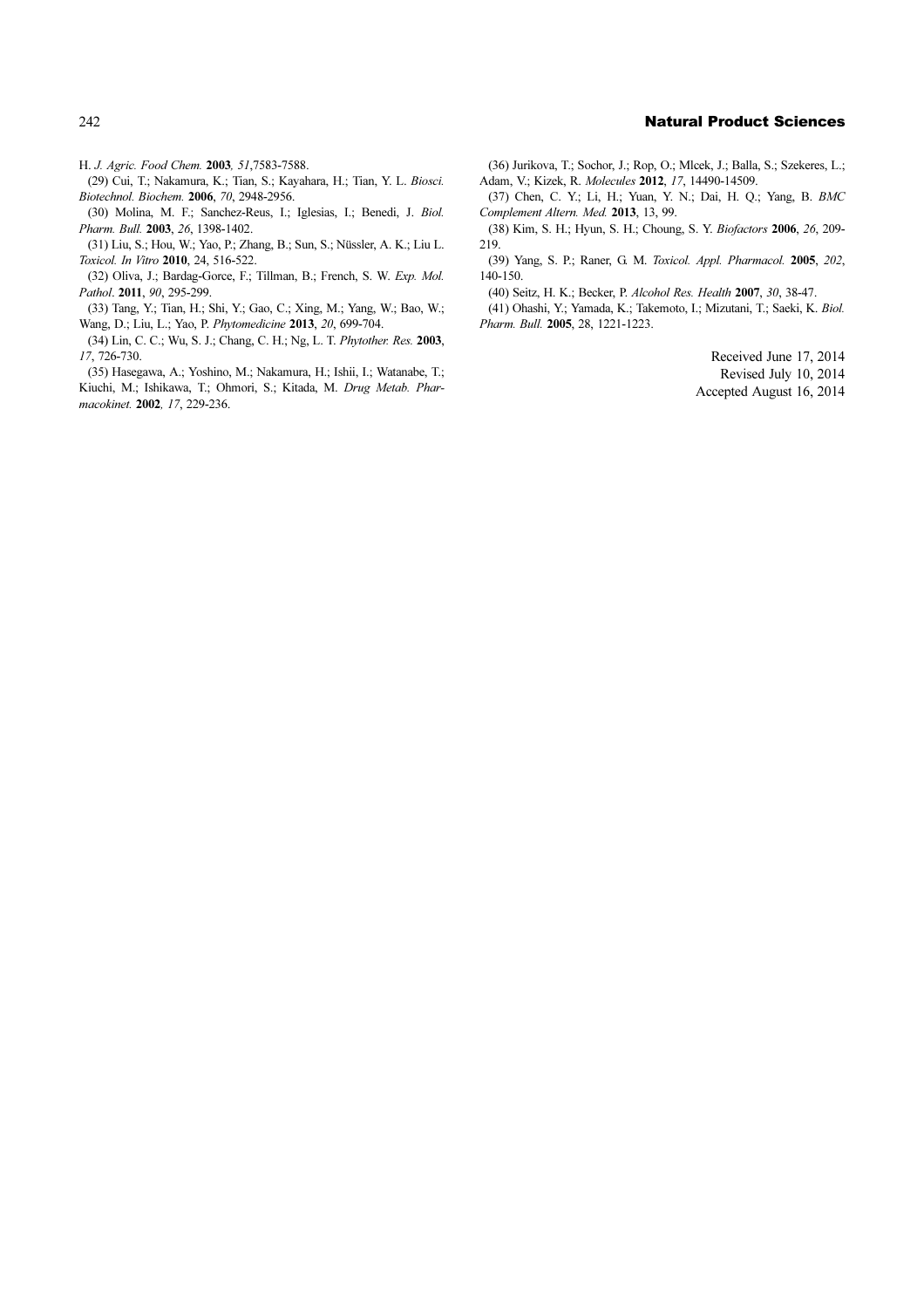H. *J. Agric. Food Chem.* **2003**, *51*,7583-7588.

(29) Cui, T.; Nakamura, K.; Tian, S.; Kayahara, H.; Tian, Y. L. *Biosci. Biotechnol. Biochem.* **2006**, *70*, 2948-2956.

(30) Molina, M. F.; Sanchez-Reus, I.; Iglesias, I.; Benedi, J. *Biol. Pharm. Bull.* **2003**, *26*, 1398-1402.

(31) Liu, S.; Hou, W.; Yao, P.; Zhang, B.; Sun, S.; Nüssler, A. K.; Liu L. *Toxicol. In Vitro* **2010**, 24, 516-522.

(32) Oliva, J.; Bardag-Gorce, F.; Tillman, B.; French, S. W. *Exp. Mol. Pathol*. **2011**, *90*, 295-299.

(33) Tang, Y.; Tian, H.; Shi, Y.; Gao, C.; Xing, M.; Yang, W.; Bao, W.; Wang, D.; Liu, L.; Yao, P. *Phytomedicine* **2013**, *20*, 699-704.

(34) Lin, C. C.; Wu, S. J.; Chang, C. H.; Ng, L. T. *Phytother. Res.* **2003**, *17*, 726-730.

(35) Hasegawa, A.; Yoshino, M.; Nakamura, H.; Ishii, I.; Watanabe, T.; Kiuchi, M.; Ishikawa, T.; Ohmori, S.; Kitada, M. *Drug Metab. Pharmacokinet.* **2002**, *17*, 229-236.

(36) Jurikova, T.; Sochor, J.; Rop, O.; Mlcek, J.; Balla, S.; Szekeres, L.; Adam, V.; Kizek, R. *Molecules* **2012**, *17*, 14490-14509.

(37) Chen, C. Y.; Li, H.; Yuan, Y. N.; Dai, H. Q.; Yang, B. *BMC Complement Altern. Med.* **2013**, 13, 99.

(38) Kim, S. H.; Hyun, S. H.; Choung, S. Y. *Biofactors* **2006**, *26*, 209-219.

(39) Yang, S. P.; Raner, G. M. *Toxicol. Appl. Pharmacol.* **2005**, *202*, 140-150.

(40) Seitz, H. K.; Becker, P. *Alcohol Res. Health* **2007**, *30*, 38-47.

(41) Ohashi, Y.; Yamada, K.; Takemoto, I.; Mizutani, T.; Saeki, K. *Biol. Pharm. Bull.* **2005**, 28, 1221-1223.

Received June 17, 2014
Revised July 10, 2014
Accepted August 16, 2014